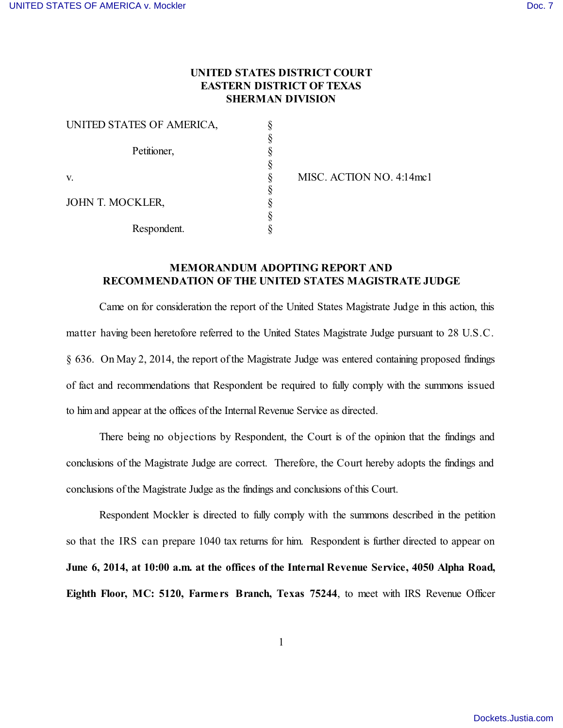**UNITED STATES DISTRICT COURT**
**EASTERN DISTRICT OF TEXAS**
**SHERMAN DIVISION**

| | | |
|---|---|---|
| UNITED STATES OF AMERICA, | § | |
| | § | |
| Petitioner, | § | |
| | § | |
| v. | § | MISC. ACTION NO. 4:14mc1 |
| | § | |
| JOHN T. MOCKLER, | § | |
| | § | |
| Respondent. | § | |

**MEMORANDUM ADOPTING REPORT AND RECOMMENDATION OF THE UNITED STATES MAGISTRATE JUDGE**

Came on for consideration the report of the United States Magistrate Judge in this action, this matter having been heretofore referred to the United States Magistrate Judge pursuant to 28 U.S.C. § 636. On May 2, 2014, the report of the Magistrate Judge was entered containing proposed findings of fact and recommendations that Respondent be required to fully comply with the summons issued to him and appear at the offices of the Internal Revenue Service as directed.

There being no objections by Respondent, the Court is of the opinion that the findings and conclusions of the Magistrate Judge are correct. Therefore, the Court hereby adopts the findings and conclusions of the Magistrate Judge as the findings and conclusions of this Court.

Respondent Mockler is directed to fully comply with the summons described in the petition so that the IRS can prepare 1040 tax returns for him. Respondent is further directed to appear on **June 6, 2014, at 10:00 a.m. at the offices of the Internal Revenue Service, 4050 Alpha Road, Eighth Floor, MC: 5120, Farmers Branch, Texas 75244**, to meet with IRS Revenue Officer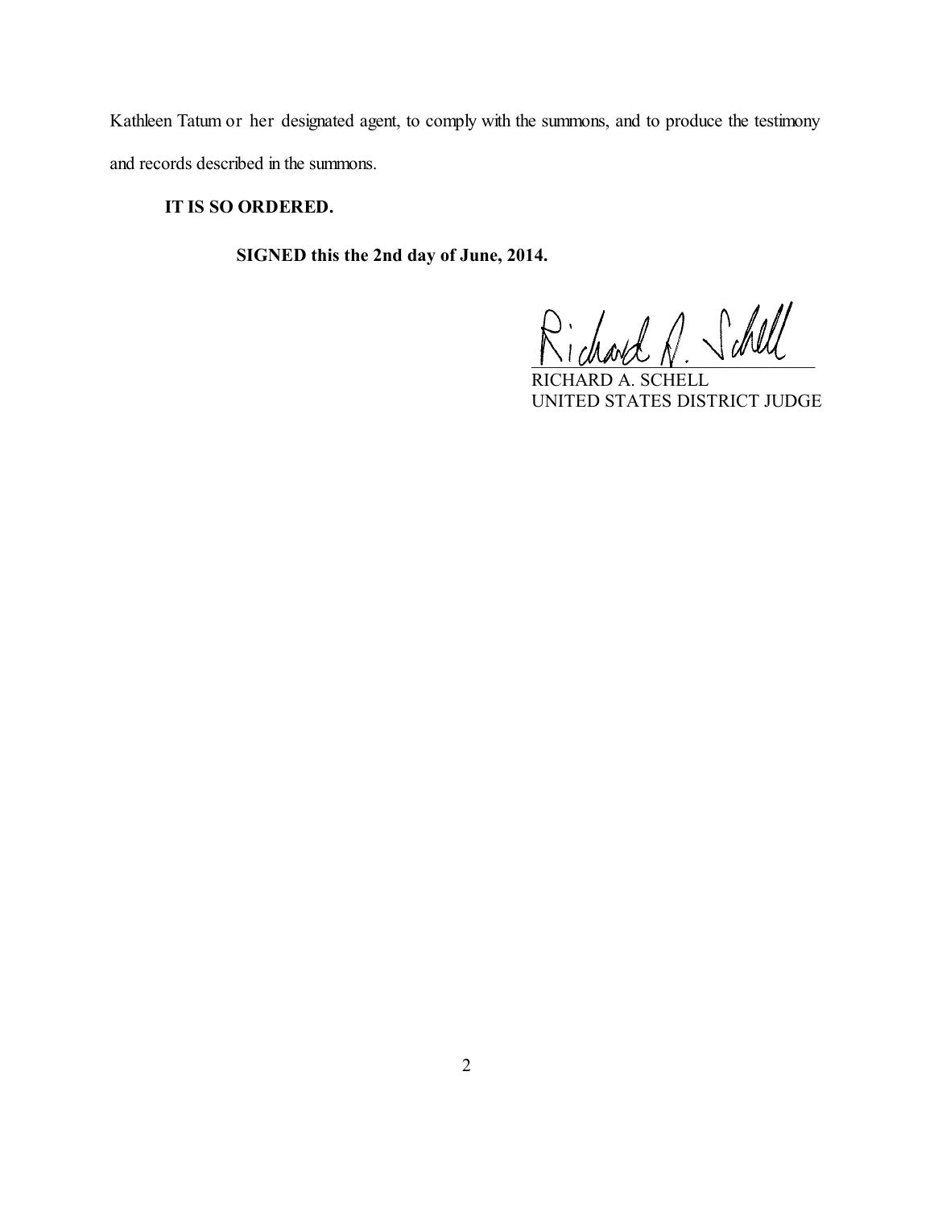Kathleen Tatum or her designated agent, to comply with the summons, and to produce the testimony and records described in the summons.

**IT IS SO ORDERED.**

**SIGNED this the 2nd day of June, 2014.**

RICHARD A. SCHELL
UNITED STATES DISTRICT JUDGE